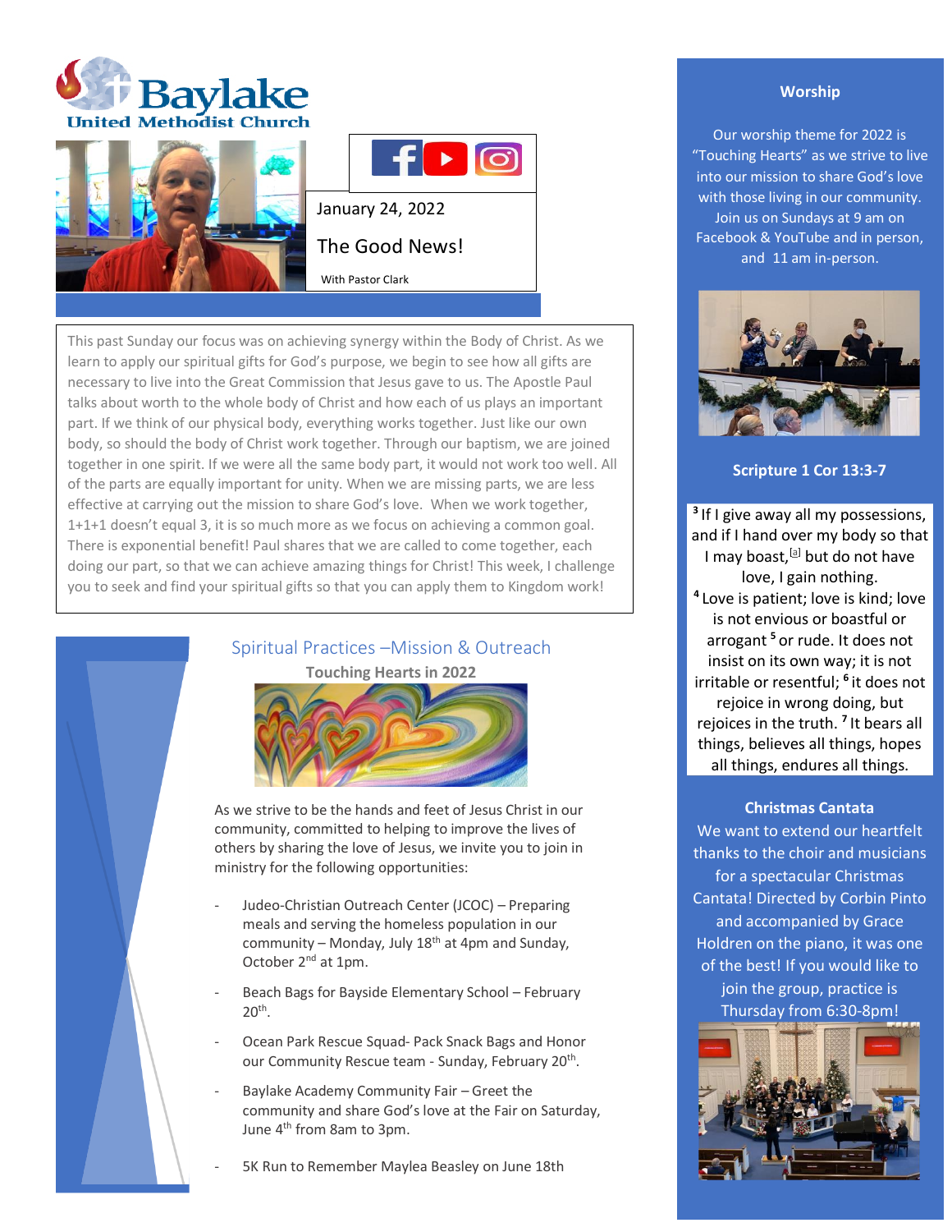# Baylake United Methodist Church

January 24, 2022

## The Good News!

With Pastor Clark

This past Sunday our focus was on achieving synergy within the Body of Christ. As we learn to apply our spiritual gifts for God's purpose, we begin to see how all gifts are necessary to live into the Great Commission that Jesus gave to us. The Apostle Paul talks about worth to the whole body of Christ and how each of us plays an important part. If we think of our physical body, everything works together. Just like our own body, so should the body of Christ work together. Through our baptism, we are joined together in one spirit. If we were all the same body part, it would not work too well. All of the parts are equally important for unity. When we are missing parts, we are less effective at carrying out the mission to share God's love. When we work together, 1+1+1 doesn't equal 3, it is so much more as we focus on achieving a common goal. There is exponential benefit! Paul shares that we are called to come together, each doing our part, so that we can achieve amazing things for Christ! This week, I challenge you to seek and find your spiritual gifts so that you can apply them to Kingdom work!

## Spiritual Practices –Mission & Outreach

**Touching Hearts in 2022**

As we strive to be the hands and feet of Jesus Christ in our community, committed to helping to improve the lives of others by sharing the love of Jesus, we invite you to join in ministry for the following opportunities:

- Judeo-Christian Outreach Center (JCOC) – Preparing meals and serving the homeless population in our community – Monday, July 18th at 4pm and Sunday, October 2nd at 1pm.
- Beach Bags for Bayside Elementary School – February 20th.
- Ocean Park Rescue Squad- Pack Snack Bags and Honor our Community Rescue team - Sunday, February 20th.
- Baylake Academy Community Fair – Greet the community and share God's love at the Fair on Saturday, June 4th from 8am to 3pm.
- 5K Run to Remember Maylea Beasley on June 18th

## Worship

Our worship theme for 2022 is "Touching Hearts" as we strive to live into our mission to share God's love with those living in our community. Join us on Sundays at 9 am on Facebook & YouTube and in person, and 11 am in-person.

### Scripture 1 Cor 13:3-7

[3] If I give away all my possessions, and if I hand over my body so that I may boast,[a] but do not have love, I gain nothing. [4] Love is patient; love is kind; love is not envious or boastful or arrogant [5] or rude. It does not insist on its own way; it is not irritable or resentful; [6] it does not rejoice in wrong doing, but rejoices in the truth. [7] It bears all things, believes all things, hopes all things, endures all things.

### Christmas Cantata

We want to extend our heartfelt thanks to the choir and musicians for a spectacular Christmas Cantata! Directed by Corbin Pinto and accompanied by Grace Holdren on the piano, it was one of the best! If you would like to join the group, practice is Thursday from 6:30-8pm!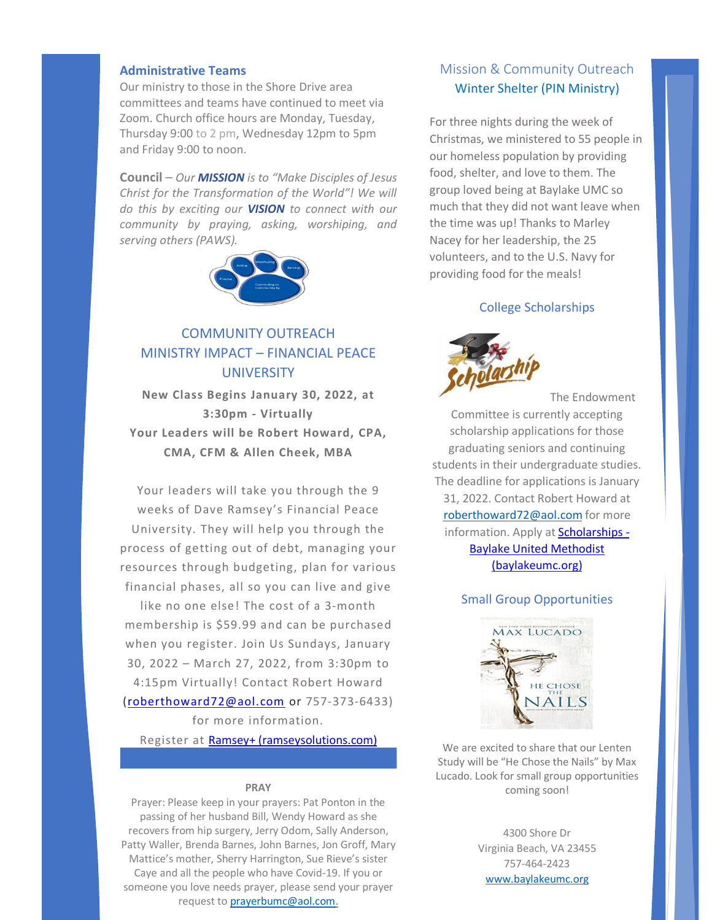## Administrative Teams

Our ministry to those in the Shore Drive area committees and teams have continued to meet via Zoom. Church office hours are Monday, Tuesday, Thursday 9:00 to 2 pm, Wednesday 12pm to 5pm and Friday 9:00 to noon.

**Council** – *Our **MISSION** is to "Make Disciples of Jesus Christ for the Transformation of the World"! We will do this by exciting our **VISION** to connect with our community by praying, asking, worshiping, and serving others (PAWS).*

Asking
Worshiping
Serving
Praying
Connecting to Community by

## COMMUNITY OUTREACH MINISTRY IMPACT – FINANCIAL PEACE UNIVERSITY

**New Class Begins January 30, 2022, at 3:30pm - Virtually**
**Your Leaders will be Robert Howard, CPA, CMA, CFM & Allen Cheek, MBA**

Your leaders will take you through the 9 weeks of Dave Ramsey's Financial Peace University. They will help you through the process of getting out of debt, managing your resources through budgeting, plan for various financial phases, all so you can live and give like no one else! The cost of a 3-month membership is $59.99 and can be purchased when you register. Join Us Sundays, January 30, 2022 – March 27, 2022, from 3:30pm to 4:15pm Virtually! Contact Robert Howard (roberthoward72@aol.com or 757-373-6433) for more information.

Register at [Ramsey+ (ramseysolutions.com)](ramseysolutions.com)

### PRAY

Prayer: Please keep in your prayers: Pat Ponton in the passing of her husband Bill, Wendy Howard as she recovers from hip surgery, Jerry Odom, Sally Anderson, Patty Waller, Brenda Barnes, John Barnes, Jon Groff, Mary Mattice's mother, Sherry Harrington, Sue Rieve's sister Caye and all the people who have Covid-19. If you or someone you love needs prayer, please send your prayer request to prayerbumc@aol.com.

## Mission & Community Outreach

### Winter Shelter (PIN Ministry)

For three nights during the week of Christmas, we ministered to 55 people in our homeless population by providing food, shelter, and love to them. The group loved being at Baylake UMC so much that they did not want leave when the time was up! Thanks to Marley Nacey for her leadership, the 25 volunteers, and to the U.S. Navy for providing food for the meals!

### College Scholarships

Scholarship

The Endowment Committee is currently accepting scholarship applications for those graduating seniors and continuing students in their undergraduate studies. The deadline for applications is January 31, 2022. Contact Robert Howard at roberthoward72@aol.com for more information. Apply at [Scholarships - Baylake United Methodist (baylakeumc.org)](baylakeumc.org)

### Small Group Opportunities

MAX LUCADO
HE CHOSE THE NAILS

We are excited to share that our Lenten Study will be "He Chose the Nails" by Max Lucado. Look for small group opportunities coming soon!

4300 Shore Dr
Virginia Beach, VA 23455
757-464-2423
www.baylakeumc.org